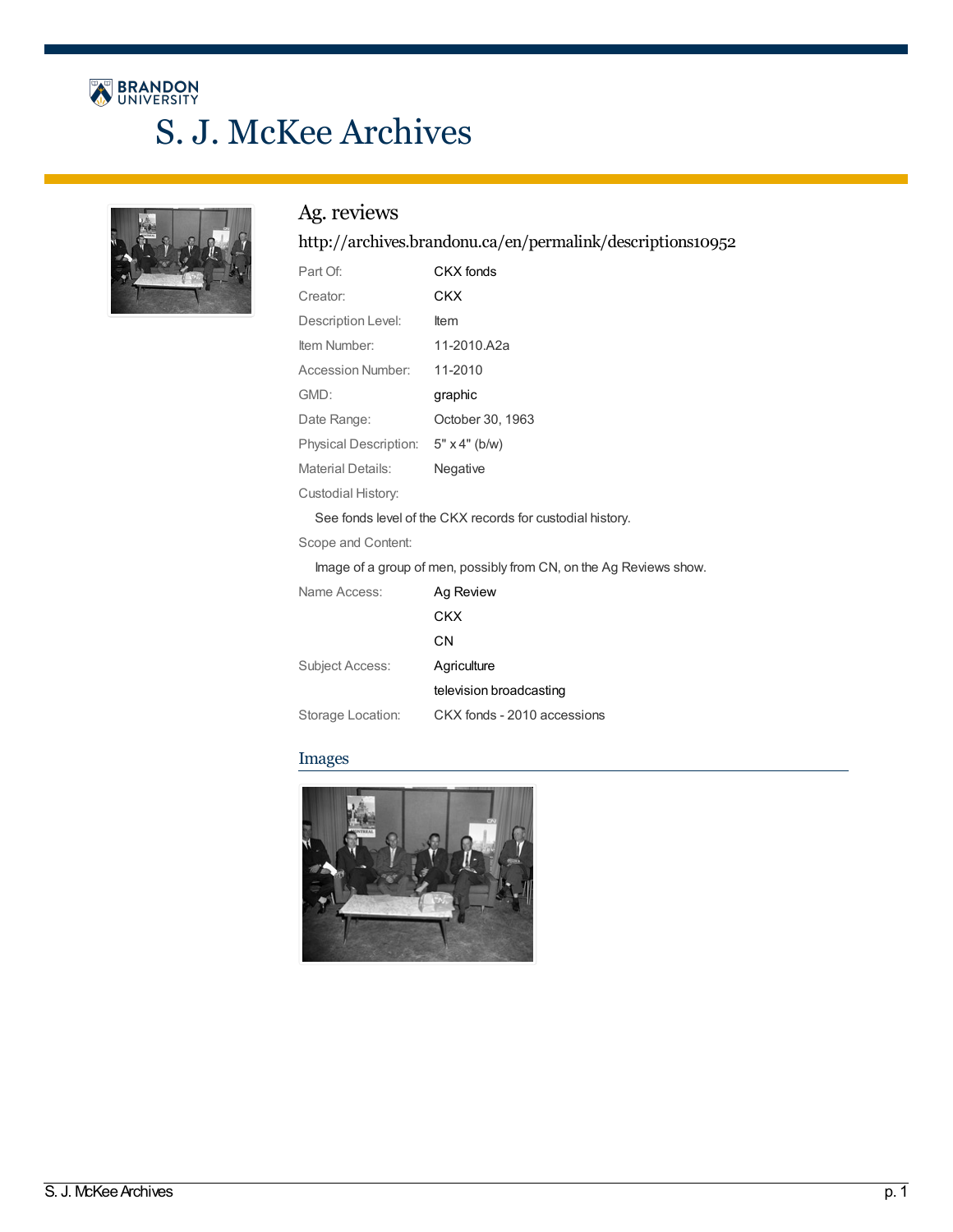# S. J. McKee Archives

## Ag. reviews

http://archives.brandonu.ca/en/permalink/descriptions10952

| | |
|---|---|
| Part Of: | CKX fonds |
| Creator: | CKX |
| Description Level: | Item |
| Item Number: | 11-2010.A2a |
| Accession Number: | 11-2010 |
| GMD: | graphic |
| Date Range: | October 30, 1963 |
| Physical Description: | 5" x 4" (b/w) |
| Material Details: | Negative |

Custodial History:

See fonds level of the CKX records for custodial history.

Scope and Content:

Image of a group of men, possibly from CN, on the Ag Reviews show.

| | |
|---|---|
| Name Access: | Ag Review |
| | CKX |
| | CN |
| Subject Access: | Agriculture |
| | television broadcasting |
| Storage Location: | CKX fonds - 2010 accessions |

### Images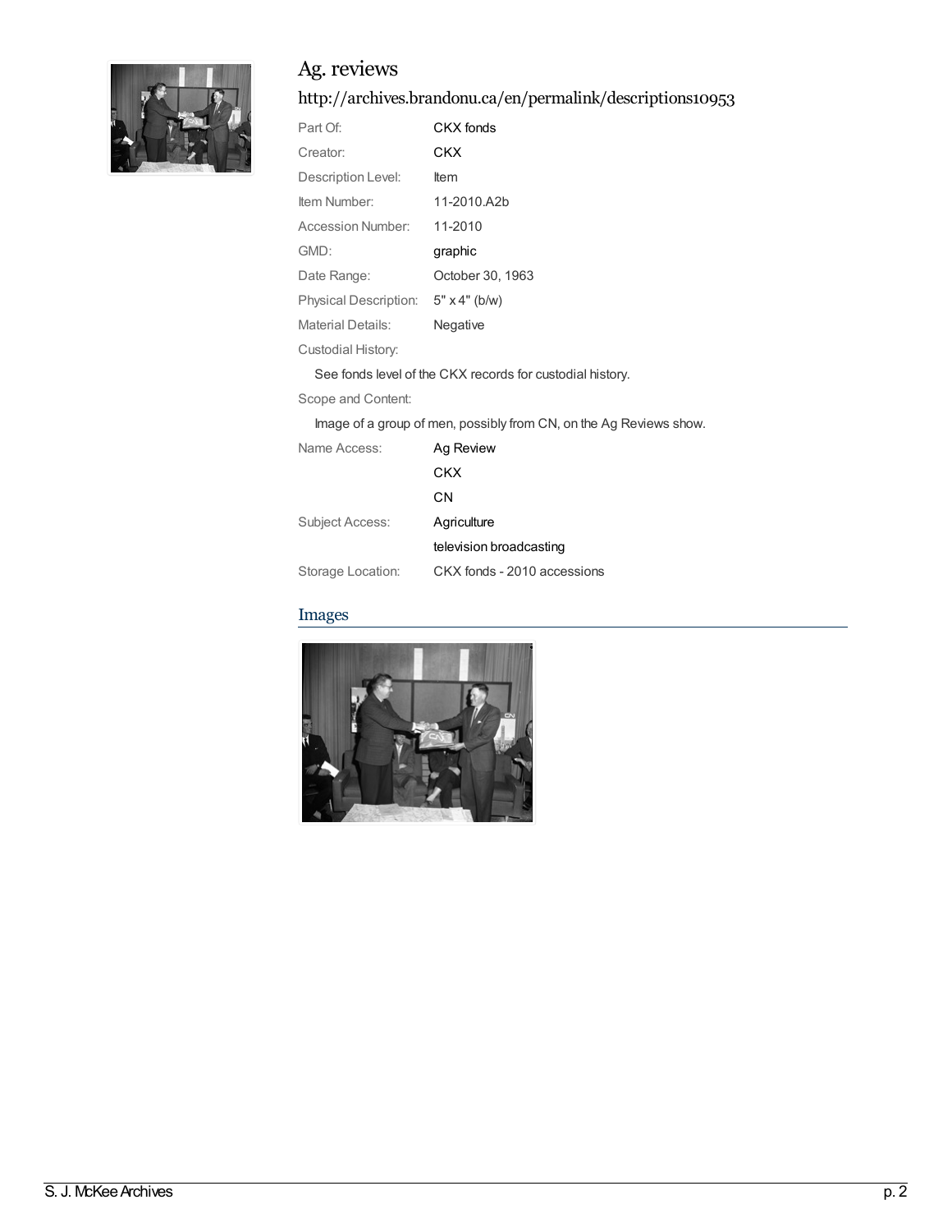# Ag. reviews

http://archives.brandonu.ca/en/permalink/descriptions10953

| | |
|---|---|
| Part Of: | CKX fonds |
| Creator: | CKX |
| Description Level: | Item |
| Item Number: | 11-2010.A2b |
| Accession Number: | 11-2010 |
| GMD: | graphic |
| Date Range: | October 30, 1963 |
| Physical Description: | 5" x 4" (b/w) |
| Material Details: | Negative |

Custodial History:

See fonds level of the CKX records for custodial history.

Scope and Content:

Image of a group of men, possibly from CN, on the Ag Reviews show.

| | |
|---|---|
| Name Access: | Ag Review |
| | CKX |
| | CN |
| Subject Access: | Agriculture |
| | television broadcasting |
| Storage Location: | CKX fonds - 2010 accessions |

## Images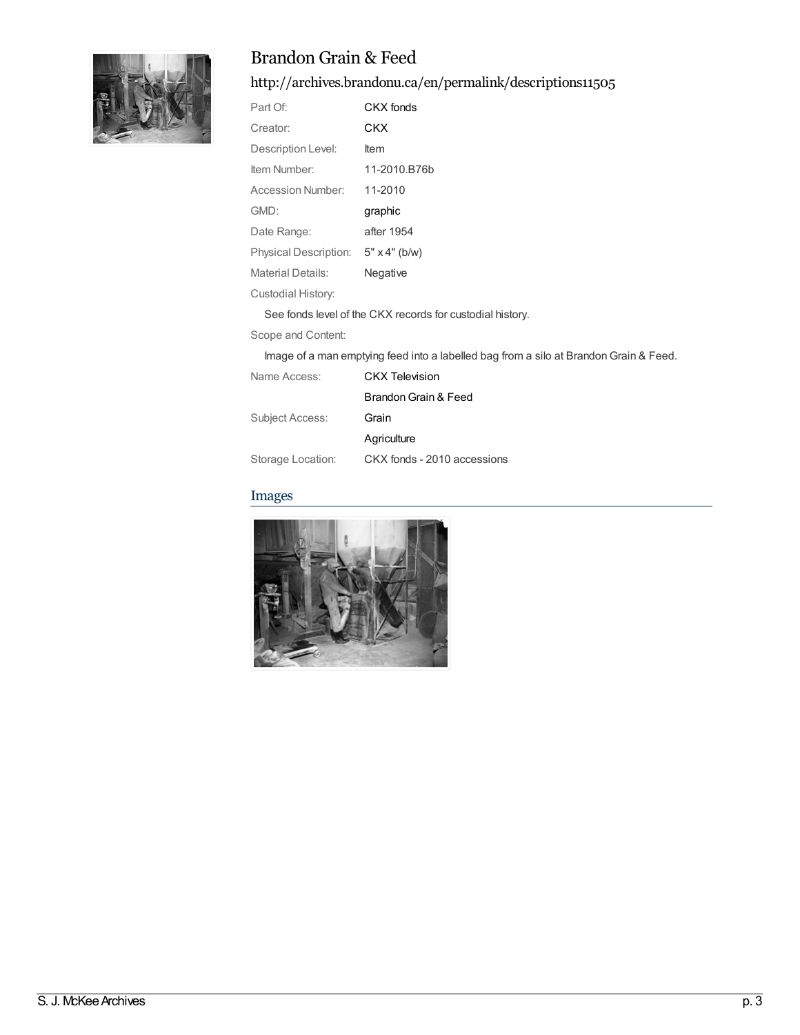# Brandon Grain & Feed

## http://archives.brandonu.ca/en/permalink/descriptions11505

| | |
|---|---|
| Part Of: | CKX fonds |
| Creator: | CKX |
| Description Level: | Item |
| Item Number: | 11-2010.B76b |
| Accession Number: | 11-2010 |
| GMD: | graphic |
| Date Range: | after 1954 |
| Physical Description: | 5" x 4" (b/w) |
| Material Details: | Negative |

Custodial History:

See fonds level of the CKX records for custodial history.

Scope and Content:

Image of a man emptying feed into a labelled bag from a silo at Brandon Grain & Feed.

| | |
|---|---|
| Name Access: | CKX Television |
| | Brandon Grain & Feed |
| Subject Access: | Grain |
| | Agriculture |
| Storage Location: | CKX fonds - 2010 accessions |

### Images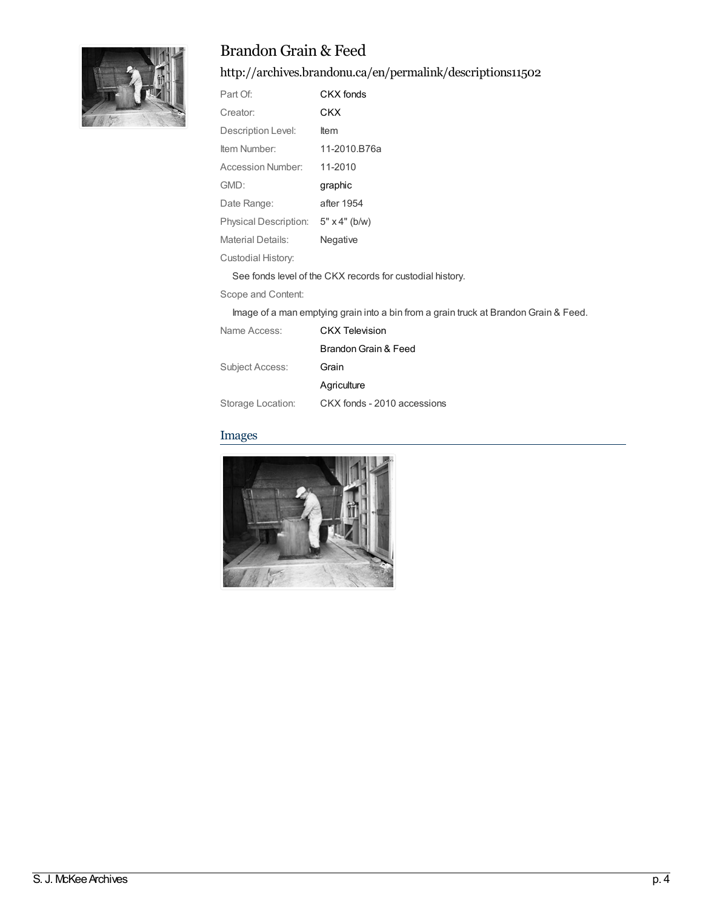# Brandon Grain & Feed

http://archives.brandonu.ca/en/permalink/descriptions11502

| | |
|---|---|
| Part Of: | CKX fonds |
| Creator: | CKX |
| Description Level: | Item |
| Item Number: | 11-2010.B76a |
| Accession Number: | 11-2010 |
| GMD: | graphic |
| Date Range: | after 1954 |
| Physical Description: | 5" x 4" (b/w) |
| Material Details: | Negative |

Custodial History:

See fonds level of the CKX records for custodial history.

Scope and Content:

Image of a man emptying grain into a bin from a grain truck at Brandon Grain & Feed.

| | |
|---|---|
| Name Access: | CKX Television |
| | Brandon Grain & Feed |
| Subject Access: | Grain |
| | Agriculture |
| Storage Location: | CKX fonds - 2010 accessions |

## Images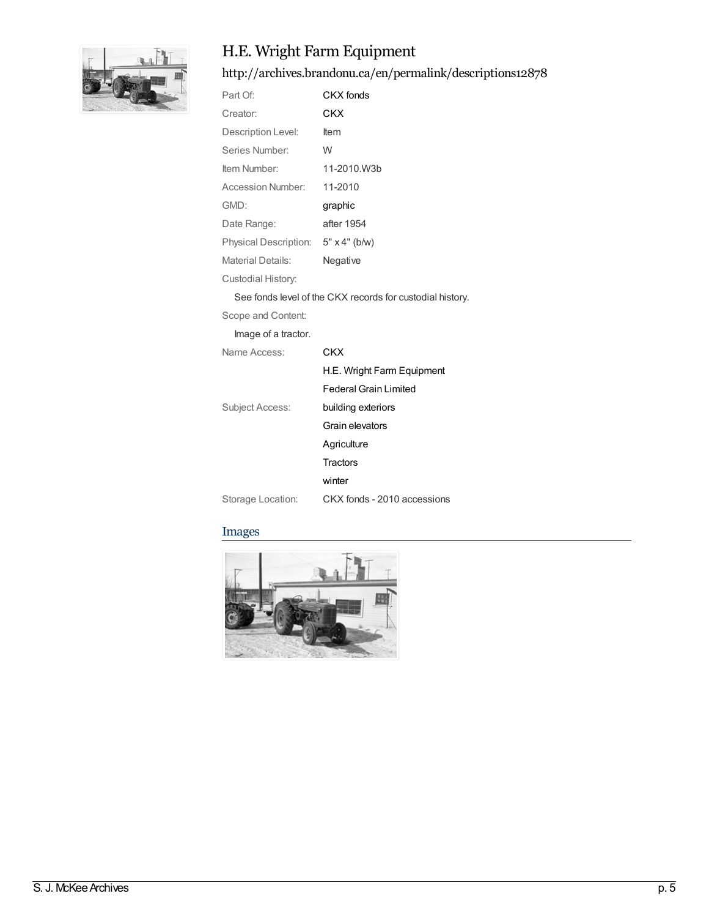# H.E. Wright Farm Equipment

http://archives.brandonu.ca/en/permalink/descriptions12878

| | |
|---|---|
| Part Of: | CKX fonds |
| Creator: | CKX |
| Description Level: | Item |
| Series Number: | W |
| Item Number: | 11-2010.W3b |
| Accession Number: | 11-2010 |
| GMD: | graphic |
| Date Range: | after 1954 |
| Physical Description: | 5" x 4" (b/w) |
| Material Details: | Negative |

Custodial History:

See fonds level of the CKX records for custodial history.

Scope and Content:

Image of a tractor.

| | |
|---|---|
| Name Access: | CKX |
| | H.E. Wright Farm Equipment |
| | Federal Grain Limited |
| Subject Access: | building exteriors |
| | Grain elevators |
| | Agriculture |
| | Tractors |
| | winter |
| Storage Location: | CKX fonds - 2010 accessions |

## Images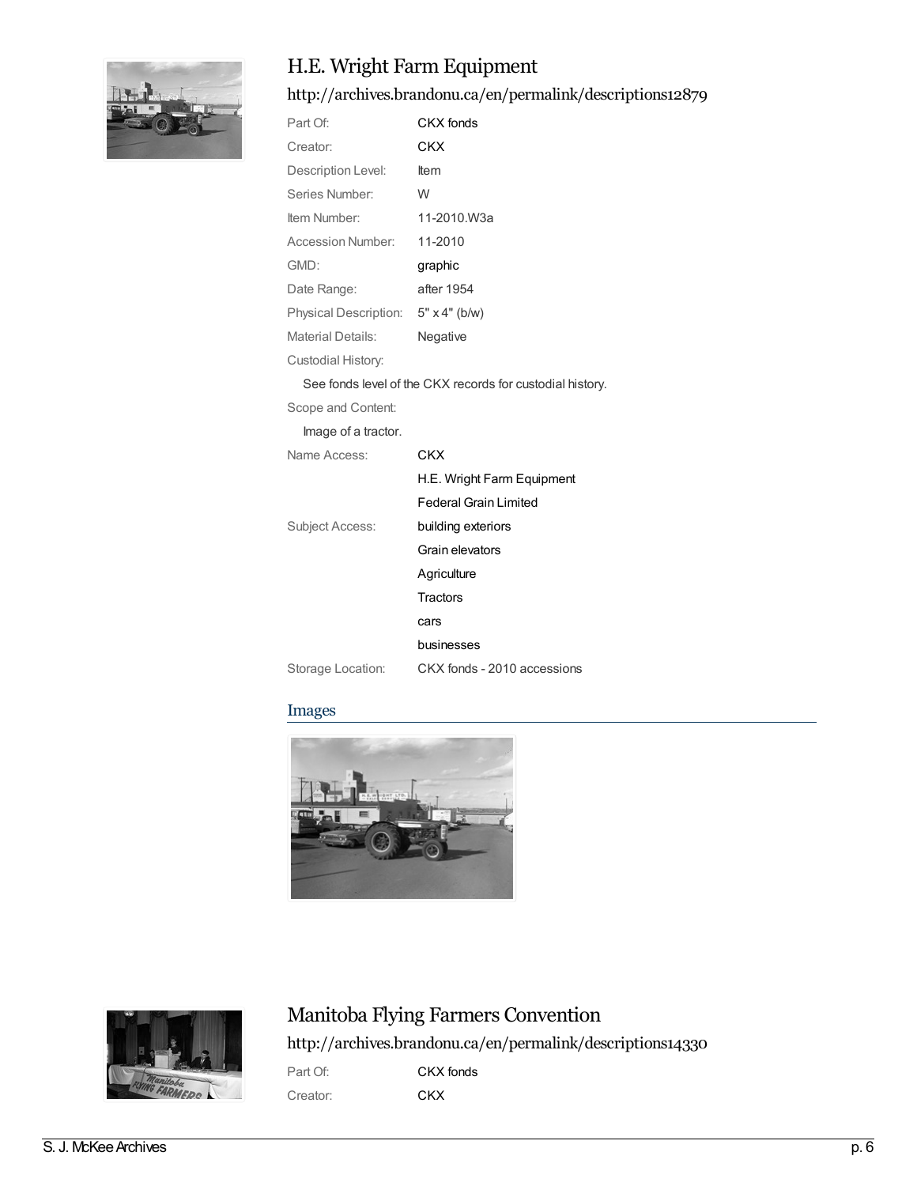## H.E. Wright Farm Equipment

http://archives.brandonu.ca/en/permalink/descriptions12879

| | |
|---|---|
| Part Of: | CKX fonds |
| Creator: | CKX |
| Description Level: | Item |
| Series Number: | W |
| Item Number: | 11-2010.W3a |
| Accession Number: | 11-2010 |
| GMD: | graphic |
| Date Range: | after 1954 |
| Physical Description: | 5" x 4" (b/w) |
| Material Details: | Negative |

Custodial History:

See fonds level of the CKX records for custodial history.

Scope and Content:

Image of a tractor.

| | |
|---|---|
| Name Access: | CKX |
| | H.E. Wright Farm Equipment |
| | Federal Grain Limited |
| Subject Access: | building exteriors |
| | Grain elevators |
| | Agriculture |
| | Tractors |
| | cars |
| | businesses |
| Storage Location: | CKX fonds - 2010 accessions |

### Images

## Manitoba Flying Farmers Convention

http://archives.brandonu.ca/en/permalink/descriptions14330

| | |
|---|---|
| Part Of: | CKX fonds |
| Creator: | CKX |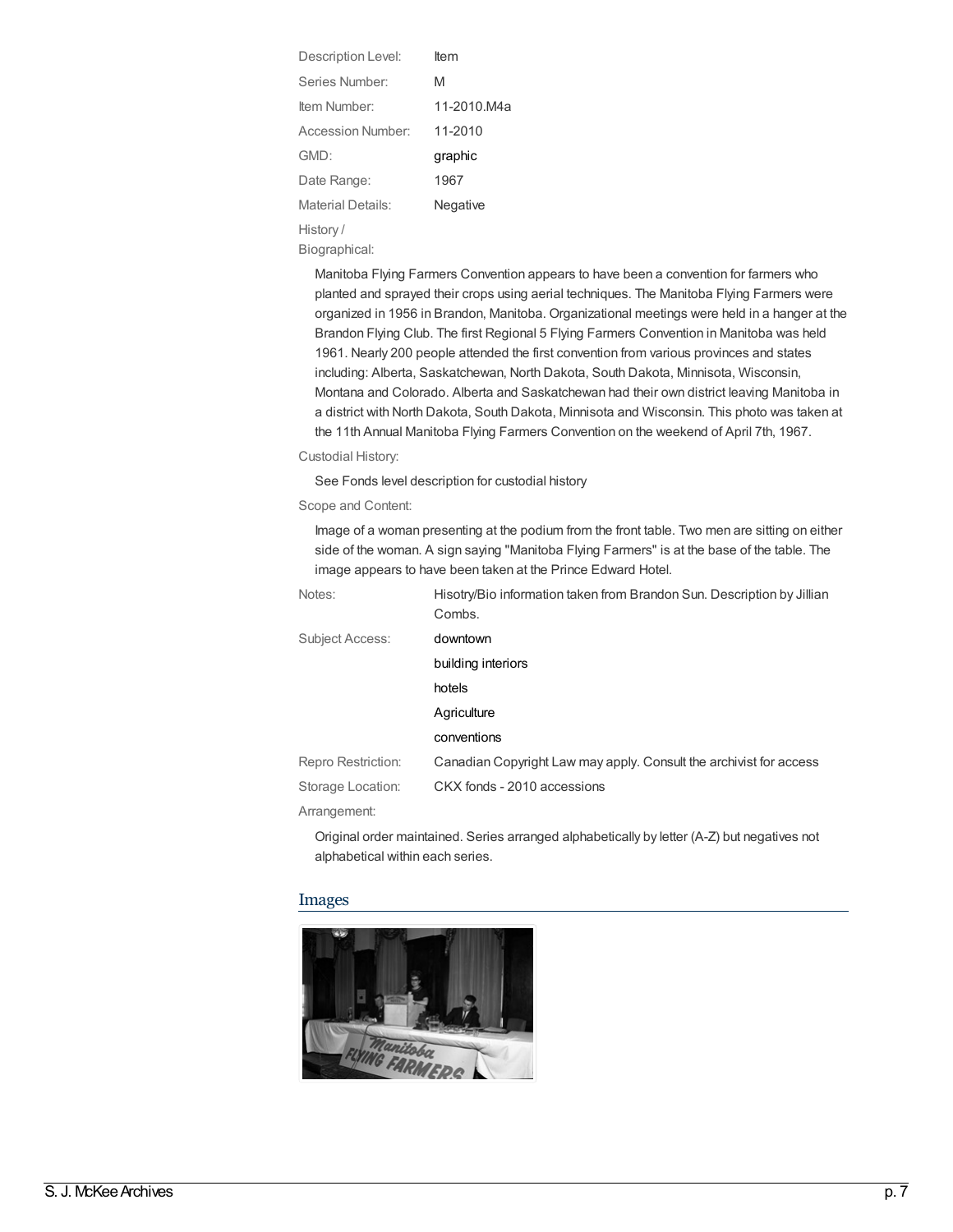| | |
|---|---|
| Description Level: | Item |
| Series Number: | M |
| Item Number: | 11-2010.M4a |
| Accession Number: | 11-2010 |
| GMD: | graphic |
| Date Range: | 1967 |
| Material Details: | Negative |

History / Biographical:

Manitoba Flying Farmers Convention appears to have been a convention for farmers who planted and sprayed their crops using aerial techniques. The Manitoba Flying Farmers were organized in 1956 in Brandon, Manitoba. Organizational meetings were held in a hanger at the Brandon Flying Club. The first Regional 5 Flying Farmers Convention in Manitoba was held 1961. Nearly 200 people attended the first convention from various provinces and states including: Alberta, Saskatchewan, North Dakota, South Dakota, Minnisota, Wisconsin, Montana and Colorado. Alberta and Saskatchewan had their own district leaving Manitoba in a district with North Dakota, South Dakota, Minnisota and Wisconsin. This photo was taken at the 11th Annual Manitoba Flying Farmers Convention on the weekend of April 7th, 1967.

Custodial History:

See Fonds level description for custodial history

Scope and Content:

Image of a woman presenting at the podium from the front table. Two men are sitting on either side of the woman. A sign saying "Manitoba Flying Farmers" is at the base of the table. The image appears to have been taken at the Prince Edward Hotel.

| | |
|---|---|
| Notes: | Hisotry/Bio information taken from Brandon Sun. Description by Jillian Combs. |
| Subject Access: | downtown |
| | building interiors |
| | hotels |
| | Agriculture |
| | conventions |
| Repro Restriction: | Canadian Copyright Law may apply. Consult the archivist for access |
| Storage Location: | CKX fonds - 2010 accessions |

Arrangement:

Original order maintained. Series arranged alphabetically by letter (A-Z) but negatives not alphabetical within each series.

## Images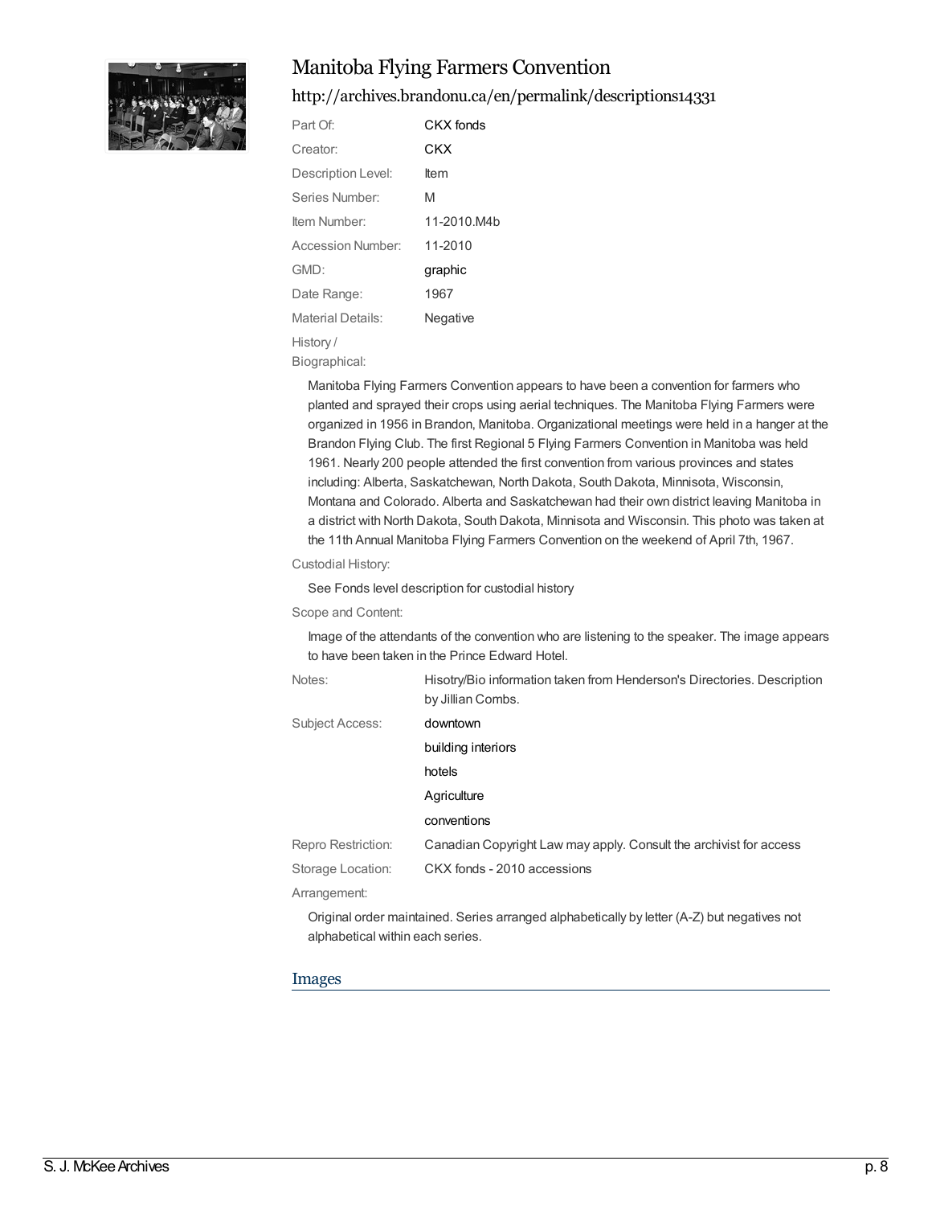## Manitoba Flying Farmers Convention

http://archives.brandonu.ca/en/permalink/descriptions14331

| | |
|---|---|
| Part Of: | CKX fonds |
| Creator: | CKX |
| Description Level: | Item |
| Series Number: | M |
| Item Number: | 11-2010.M4b |
| Accession Number: | 11-2010 |
| GMD: | graphic |
| Date Range: | 1967 |
| Material Details: | Negative |

History / Biographical:

Manitoba Flying Farmers Convention appears to have been a convention for farmers who planted and sprayed their crops using aerial techniques. The Manitoba Flying Farmers were organized in 1956 in Brandon, Manitoba. Organizational meetings were held in a hanger at the Brandon Flying Club. The first Regional 5 Flying Farmers Convention in Manitoba was held 1961. Nearly 200 people attended the first convention from various provinces and states including: Alberta, Saskatchewan, North Dakota, South Dakota, Minnisota, Wisconsin, Montana and Colorado. Alberta and Saskatchewan had their own district leaving Manitoba in a district with North Dakota, South Dakota, Minnisota and Wisconsin. This photo was taken at the 11th Annual Manitoba Flying Farmers Convention on the weekend of April 7th, 1967.

Custodial History:

See Fonds level description for custodial history

Scope and Content:

Image of the attendants of the convention who are listening to the speaker. The image appears to have been taken in the Prince Edward Hotel.

| | |
|---|---|
| Notes: | Hisotry/Bio information taken from Henderson's Directories. Description by Jillian Combs. |
| Subject Access: | downtown |
| | building interiors |
| | hotels |
| | Agriculture |
| | conventions |
| Repro Restriction: | Canadian Copyright Law may apply. Consult the archivist for access |
| Storage Location: | CKX fonds - 2010 accessions |

Arrangement:

Original order maintained. Series arranged alphabetically by letter (A-Z) but negatives not alphabetical within each series.

### Images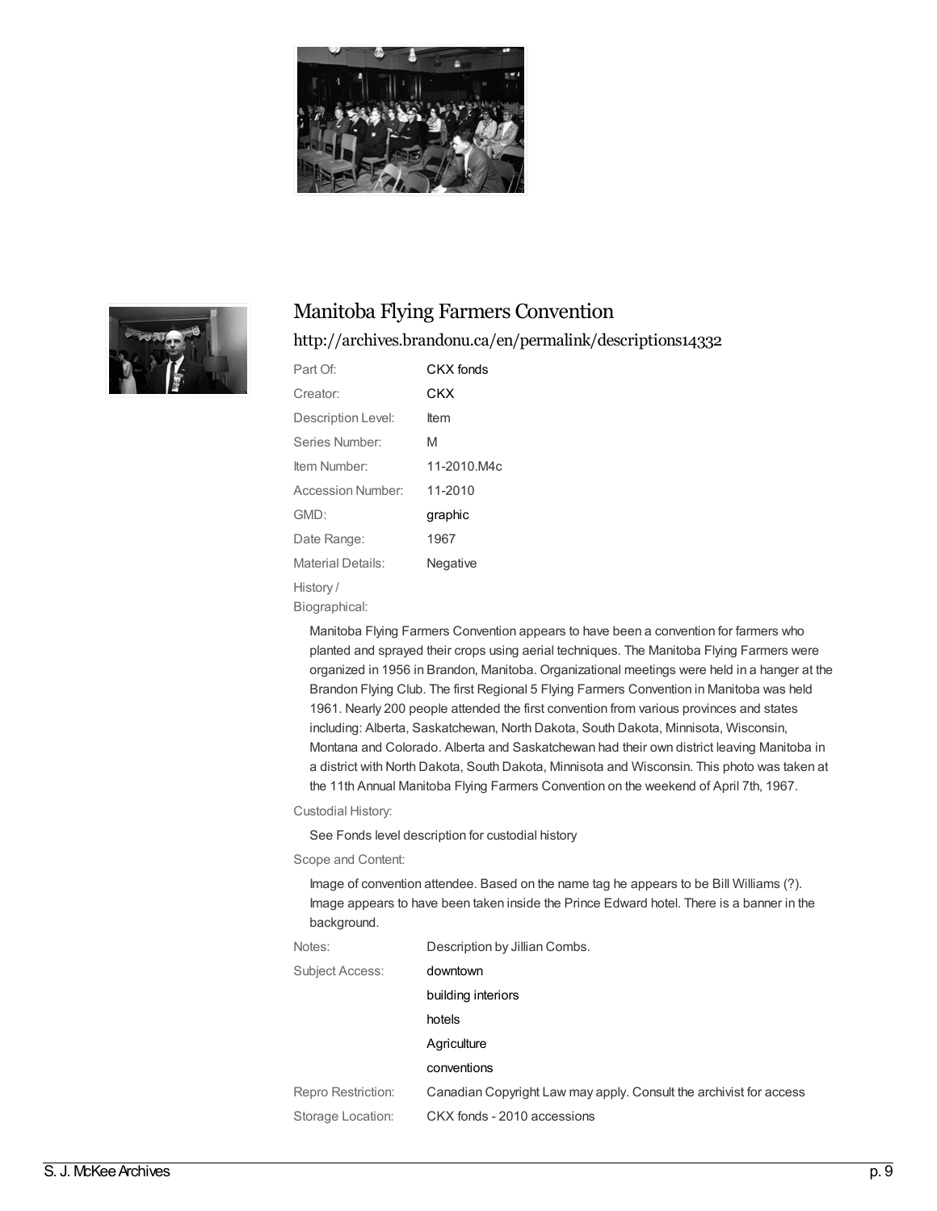## Manitoba Flying Farmers Convention

http://archives.brandonu.ca/en/permalink/descriptions14332

| | |
|---|---|
| Part Of: | CKX fonds |
| Creator: | CKX |
| Description Level: | Item |
| Series Number: | M |
| Item Number: | 11-2010.M4c |
| Accession Number: | 11-2010 |
| GMD: | graphic |
| Date Range: | 1967 |
| Material Details: | Negative |

History / Biographical:

Manitoba Flying Farmers Convention appears to have been a convention for farmers who planted and sprayed their crops using aerial techniques. The Manitoba Flying Farmers were organized in 1956 in Brandon, Manitoba. Organizational meetings were held in a hanger at the Brandon Flying Club. The first Regional 5 Flying Farmers Convention in Manitoba was held 1961. Nearly 200 people attended the first convention from various provinces and states including: Alberta, Saskatchewan, North Dakota, South Dakota, Minnisota, Wisconsin, Montana and Colorado. Alberta and Saskatchewan had their own district leaving Manitoba in a district with North Dakota, South Dakota, Minnisota and Wisconsin. This photo was taken at the 11th Annual Manitoba Flying Farmers Convention on the weekend of April 7th, 1967.

Custodial History:

See Fonds level description for custodial history

Scope and Content:

Image of convention attendee. Based on the name tag he appears to be Bill Williams (?). Image appears to have been taken inside the Prince Edward hotel. There is a banner in the background.

| | |
|---|---|
| Notes: | Description by Jillian Combs. |
| Subject Access: | downtown |
| | building interiors |
| | hotels |
| | Agriculture |
| | conventions |
| Repro Restriction: | Canadian Copyright Law may apply. Consult the archivist for access |
| Storage Location: | CKX fonds - 2010 accessions |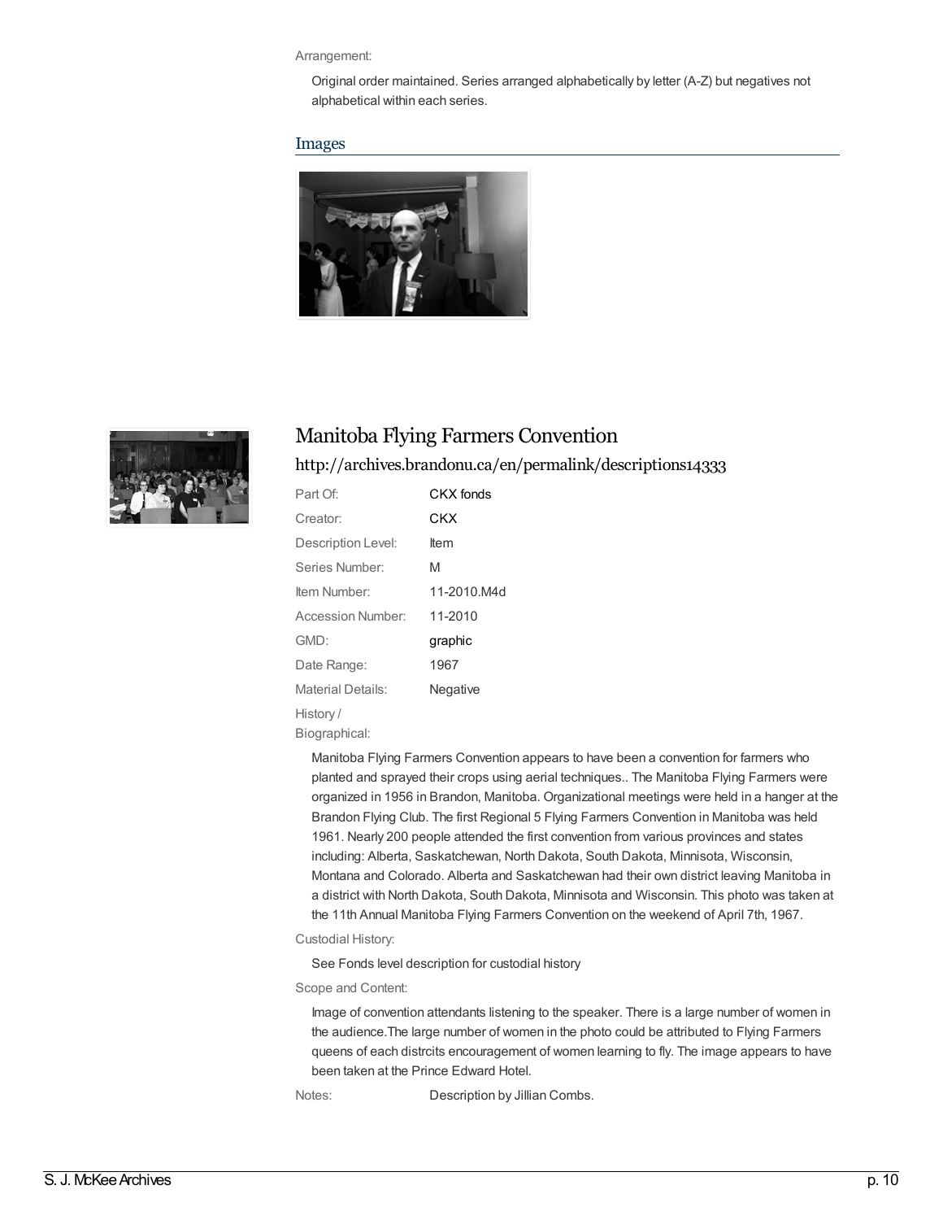Arrangement:

Original order maintained. Series arranged alphabetically by letter (A-Z) but negatives not alphabetical within each series.

## Images

# Manitoba Flying Farmers Convention

http://archives.brandonu.ca/en/permalink/descriptions14333

| | |
|---|---|
| Part Of: | CKX fonds |
| Creator: | CKX |
| Description Level: | Item |
| Series Number: | M |
| Item Number: | 11-2010.M4d |
| Accession Number: | 11-2010 |
| GMD: | graphic |
| Date Range: | 1967 |
| Material Details: | Negative |

History / Biographical:

Manitoba Flying Farmers Convention appears to have been a convention for farmers who planted and sprayed their crops using aerial techniques.. The Manitoba Flying Farmers were organized in 1956 in Brandon, Manitoba. Organizational meetings were held in a hanger at the Brandon Flying Club. The first Regional 5 Flying Farmers Convention in Manitoba was held 1961. Nearly 200 people attended the first convention from various provinces and states including: Alberta, Saskatchewan, North Dakota, South Dakota, Minnisota, Wisconsin, Montana and Colorado. Alberta and Saskatchewan had their own district leaving Manitoba in a district with North Dakota, South Dakota, Minnisota and Wisconsin. This photo was taken at the 11th Annual Manitoba Flying Farmers Convention on the weekend of April 7th, 1967.

Custodial History:

See Fonds level description for custodial history

Scope and Content:

Image of convention attendants listening to the speaker. There is a large number of women in the audience.The large number of women in the photo could be attributed to Flying Farmers queens of each distrcits encouragement of women learning to fly. The image appears to have been taken at the Prince Edward Hotel.

Notes: Description by Jillian Combs.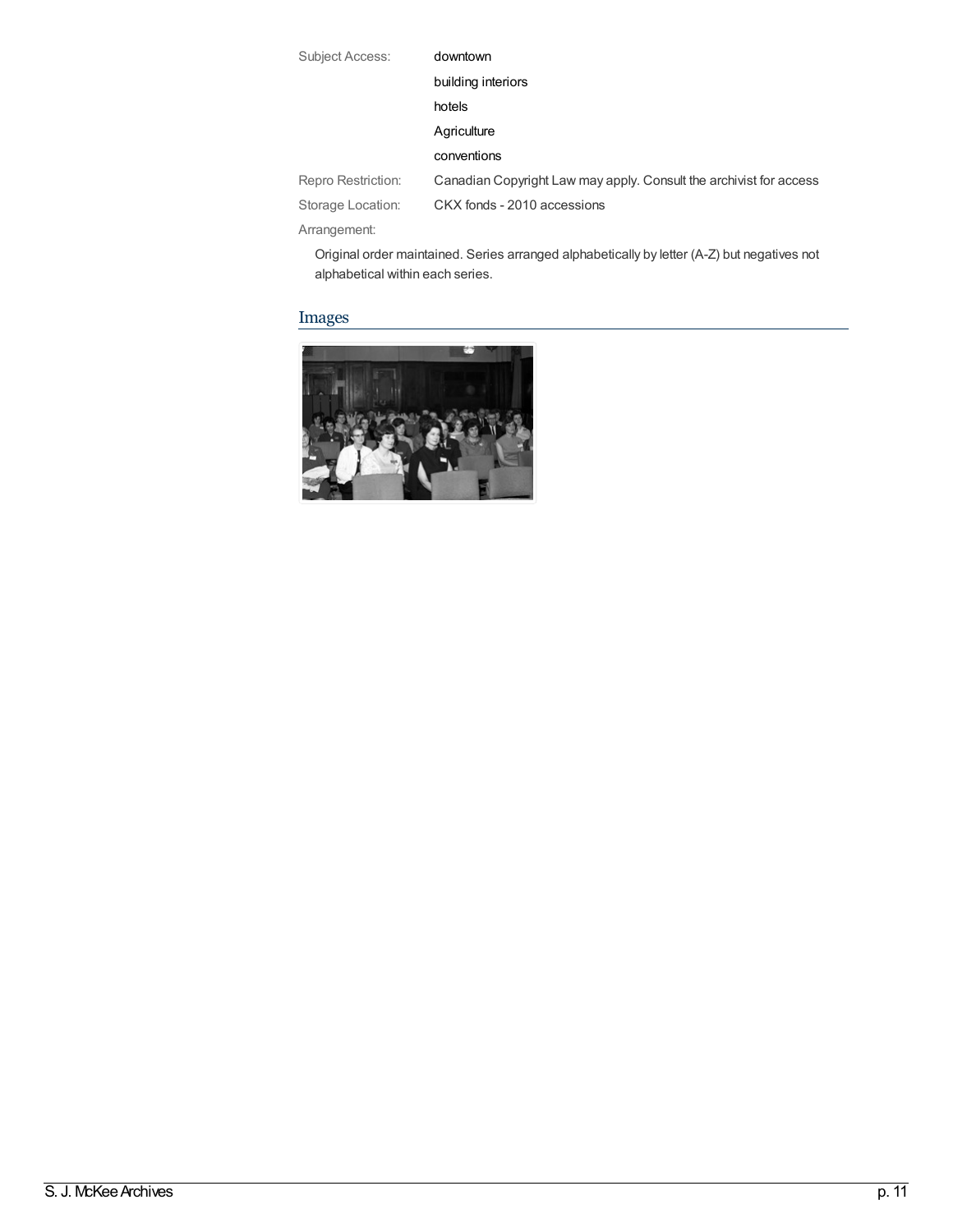| | |
|---|---|
| Subject Access: | downtown |
| | building interiors |
| | hotels |
| | Agriculture |
| | conventions |
| Repro Restriction: | Canadian Copyright Law may apply. Consult the archivist for access |
| Storage Location: | CKX fonds - 2010 accessions |

Arrangement:

Original order maintained. Series arranged alphabetically by letter (A-Z) but negatives not alphabetical within each series.

## Images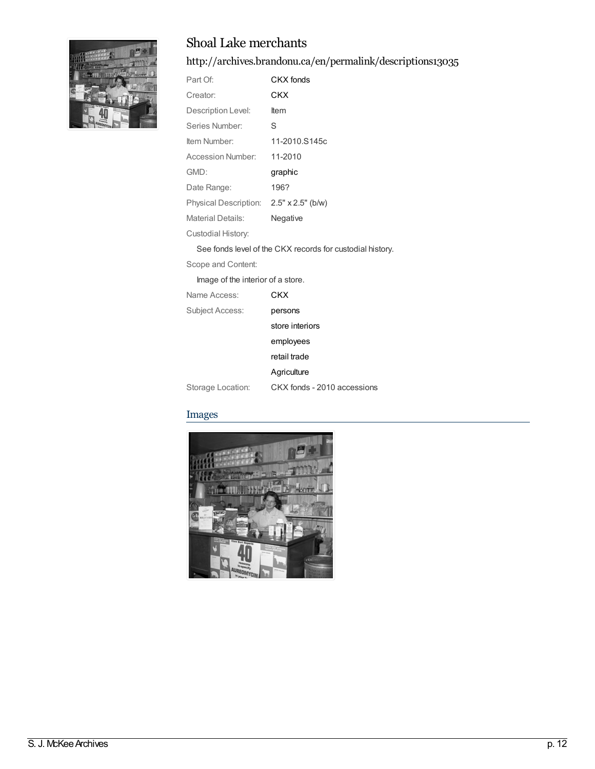# Shoal Lake merchants

## http://archives.brandonu.ca/en/permalink/descriptions13035

| | |
|---|---|
| Part Of: | CKX fonds |
| Creator: | CKX |
| Description Level: | Item |
| Series Number: | S |
| Item Number: | 11-2010.S145c |
| Accession Number: | 11-2010 |
| GMD: | graphic |
| Date Range: | 196? |
| Physical Description: | 2.5" x 2.5" (b/w) |
| Material Details: | Negative |

Custodial History:

See fonds level of the CKX records for custodial history.

Scope and Content:

Image of the interior of a store.

| | |
|---|---|
| Name Access: | CKX |
| Subject Access: | persons |
| | store interiors |
| | employees |
| | retail trade |
| | Agriculture |
| Storage Location: | CKX fonds - 2010 accessions |

## Images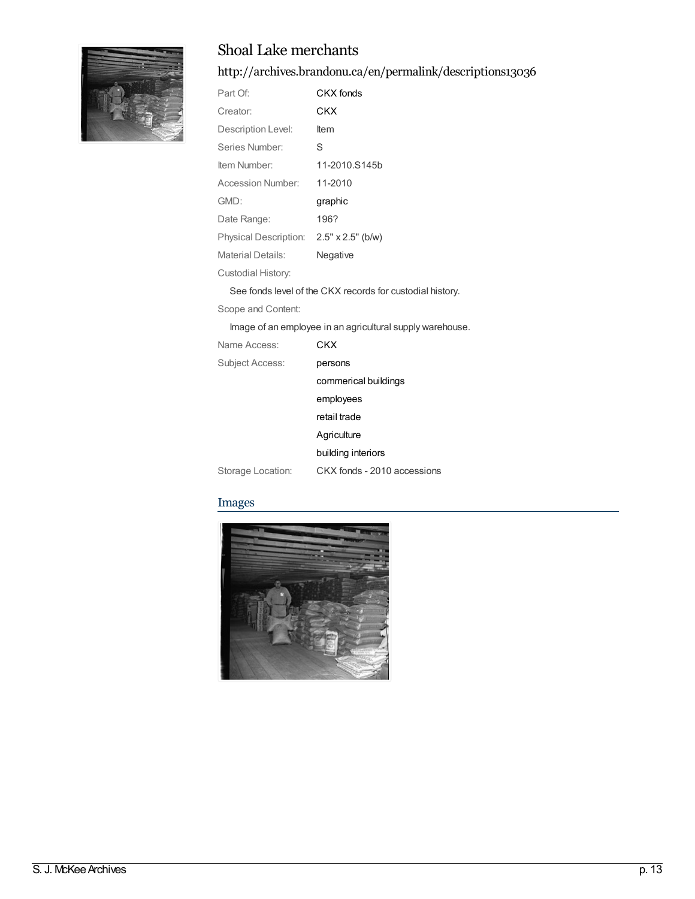# Shoal Lake merchants

## http://archives.brandonu.ca/en/permalink/descriptions13036

| | |
|---|---|
| Part Of: | CKX fonds |
| Creator: | CKX |
| Description Level: | Item |
| Series Number: | S |
| Item Number: | 11-2010.S145b |
| Accession Number: | 11-2010 |
| GMD: | graphic |
| Date Range: | 196? |
| Physical Description: | 2.5" x 2.5" (b/w) |
| Material Details: | Negative |

Custodial History:

See fonds level of the CKX records for custodial history.

Scope and Content:

Image of an employee in an agricultural supply warehouse.

| | |
|---|---|
| Name Access: | CKX |
| Subject Access: | persons |
| | commerical buildings |
| | employees |
| | retail trade |
| | Agriculture |
| | building interiors |
| Storage Location: | CKX fonds - 2010 accessions |

## Images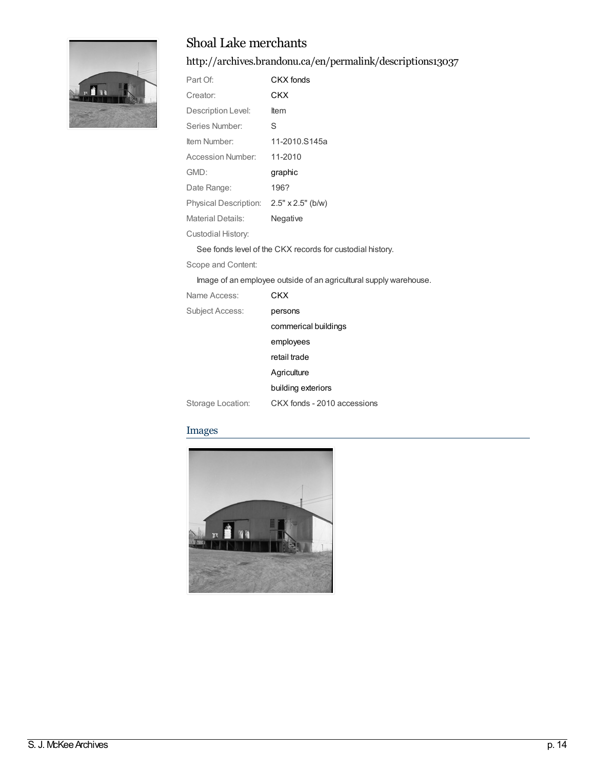# Shoal Lake merchants

## http://archives.brandonu.ca/en/permalink/descriptions13037

| | |
|---|---|
| Part Of: | CKX fonds |
| Creator: | CKX |
| Description Level: | Item |
| Series Number: | S |
| Item Number: | 11-2010.S145a |
| Accession Number: | 11-2010 |
| GMD: | graphic |
| Date Range: | 196? |
| Physical Description: | 2.5" x 2.5" (b/w) |
| Material Details: | Negative |

Custodial History:

See fonds level of the CKX records for custodial history.

Scope and Content:

Image of an employee outside of an agricultural supply warehouse.

| | |
|---|---|
| Name Access: | CKX |
| Subject Access: | persons |
| | commerical buildings |
| | employees |
| | retail trade |
| | Agriculture |
| | building exteriors |
| Storage Location: | CKX fonds - 2010 accessions |

## Images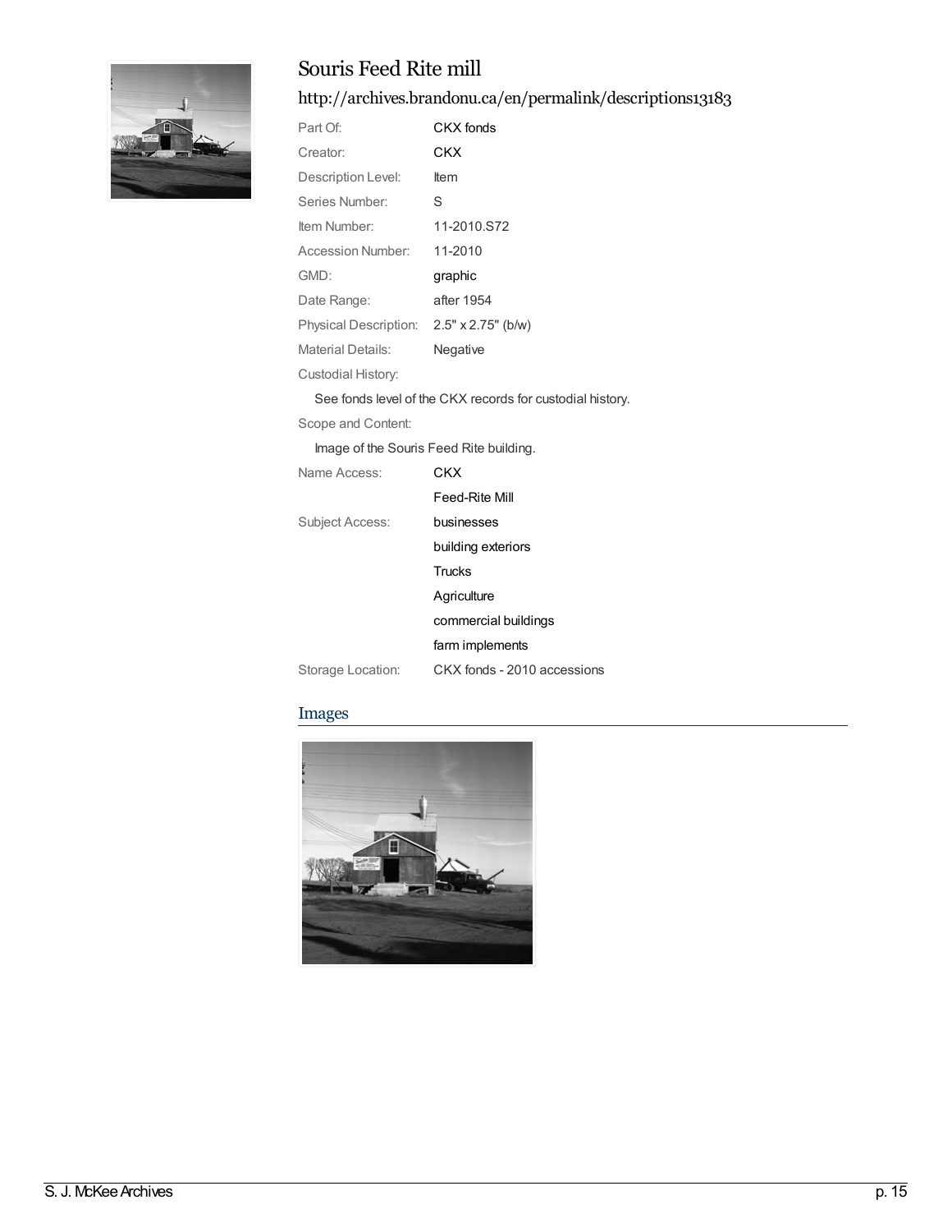# Souris Feed Rite mill

http://archives.brandonu.ca/en/permalink/descriptions13183

| | |
|---|---|
| Part Of: | CKX fonds |
| Creator: | CKX |
| Description Level: | Item |
| Series Number: | S |
| Item Number: | 11-2010.S72 |
| Accession Number: | 11-2010 |
| GMD: | graphic |
| Date Range: | after 1954 |
| Physical Description: | 2.5" x 2.75" (b/w) |
| Material Details: | Negative |

Custodial History:

See fonds level of the CKX records for custodial history.

Scope and Content:

Image of the Souris Feed Rite building.

| | |
|---|---|
| Name Access: | CKX |
| | Feed-Rite Mill |
| Subject Access: | businesses |
| | building exteriors |
| | Trucks |
| | Agriculture |
| | commercial buildings |
| | farm implements |
| Storage Location: | CKX fonds - 2010 accessions |

## Images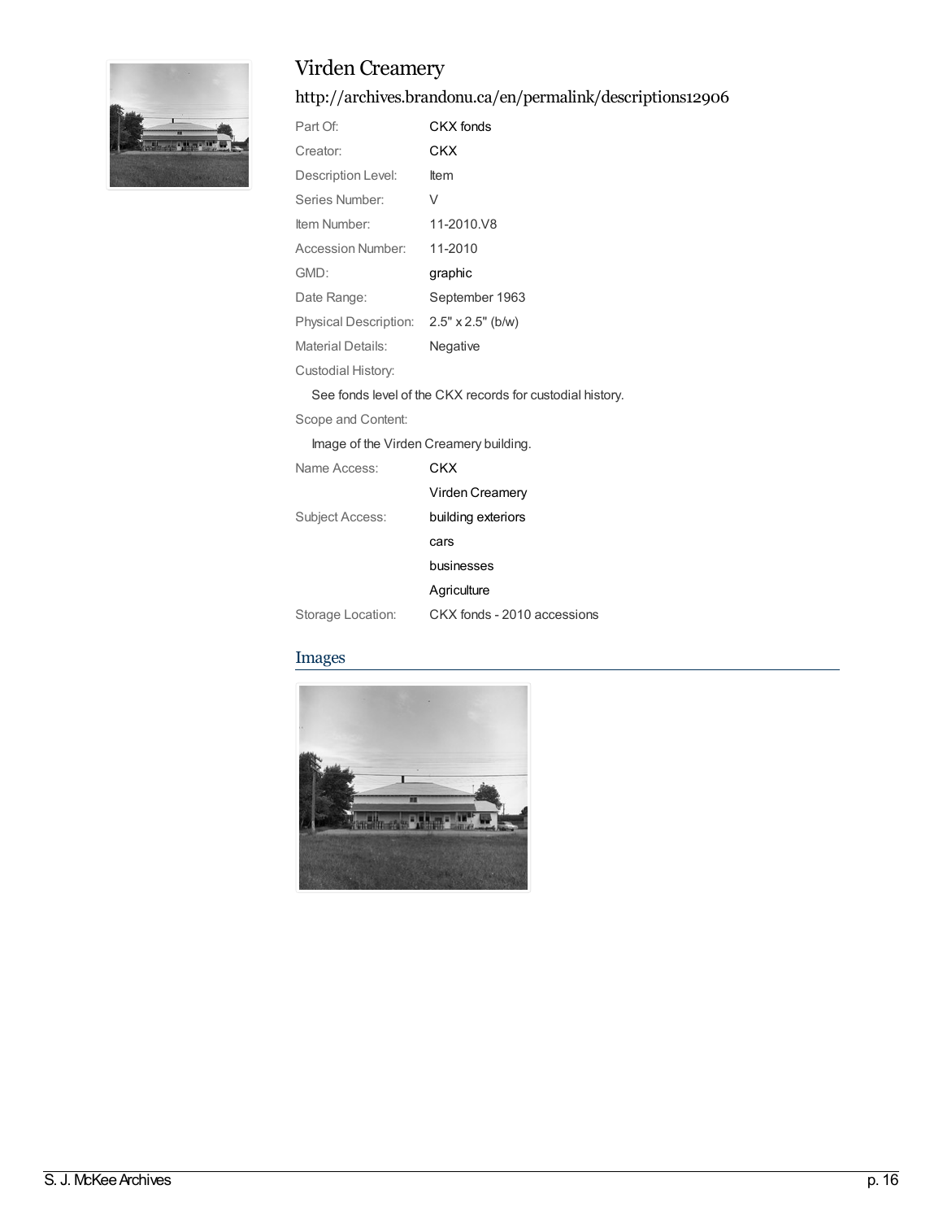# Virden Creamery

http://archives.brandonu.ca/en/permalink/descriptions12906

| | |
|---|---|
| Part Of: | CKX fonds |
| Creator: | CKX |
| Description Level: | Item |
| Series Number: | V |
| Item Number: | 11-2010.V8 |
| Accession Number: | 11-2010 |
| GMD: | graphic |
| Date Range: | September 1963 |
| Physical Description: | 2.5" x 2.5" (b/w) |
| Material Details: | Negative |

Custodial History:

See fonds level of the CKX records for custodial history.

Scope and Content:

Image of the Virden Creamery building.

| | |
|---|---|
| Name Access: | CKX |
| | Virden Creamery |
| Subject Access: | building exteriors |
| | cars |
| | businesses |
| | Agriculture |
| Storage Location: | CKX fonds - 2010 accessions |

## Images